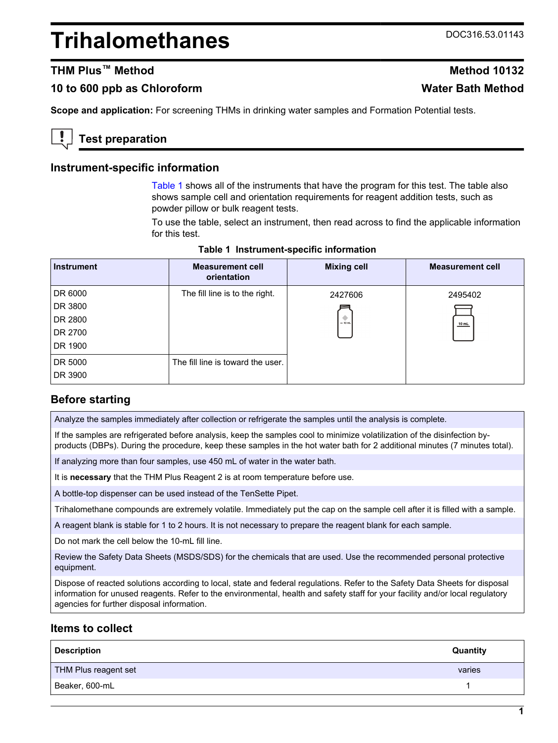# Trihalomethanes

DOC316.53.01143

## THM Plus™ Method

**Method 10132**

**10 to 600 ppb as Chloroform**

**Water Bath Method**

**Scope and application:** For screening THMs in drinking water samples and Formation Potential tests.

## Test preparation

### Instrument-specific information

Table 1 shows all of the instruments that have the program for this test. The table also shows sample cell and orientation requirements for reagent addition tests, such as powder pillow or bulk reagent tests.

To use the table, select an instrument, then read across to find the applicable information for this test.

**Table 1 Instrument-specific information**

| Instrument | Measurement cell orientation | Mixing cell | Measurement cell |
|---|---|---|---|
| DR 6000<br>DR 3800<br>DR 2800<br>DR 2700<br>DR 1900 | The fill line is to the right. | 2427606 | 2495402 |
| DR 5000<br>DR 3900 | The fill line is toward the user. | | |

### Before starting

Analyze the samples immediately after collection or refrigerate the samples until the analysis is complete.

If the samples are refrigerated before analysis, keep the samples cool to minimize volatilization of the disinfection by-products (DBPs). During the procedure, keep these samples in the hot water bath for 2 additional minutes (7 minutes total).

If analyzing more than four samples, use 450 mL of water in the water bath.

It is **necessary** that the THM Plus Reagent 2 is at room temperature before use.

A bottle-top dispenser can be used instead of the TenSette Pipet.

Trihalomethane compounds are extremely volatile. Immediately put the cap on the sample cell after it is filled with a sample.

A reagent blank is stable for 1 to 2 hours. It is not necessary to prepare the reagent blank for each sample.

Do not mark the cell below the 10-mL fill line.

Review the Safety Data Sheets (MSDS/SDS) for the chemicals that are used. Use the recommended personal protective equipment.

Dispose of reacted solutions according to local, state and federal regulations. Refer to the Safety Data Sheets for disposal information for unused reagents. Refer to the environmental, health and safety staff for your facility and/or local regulatory agencies for further disposal information.

### Items to collect

| Description | Quantity |
|---|---|
| THM Plus reagent set | varies |
| Beaker, 600-mL | 1 |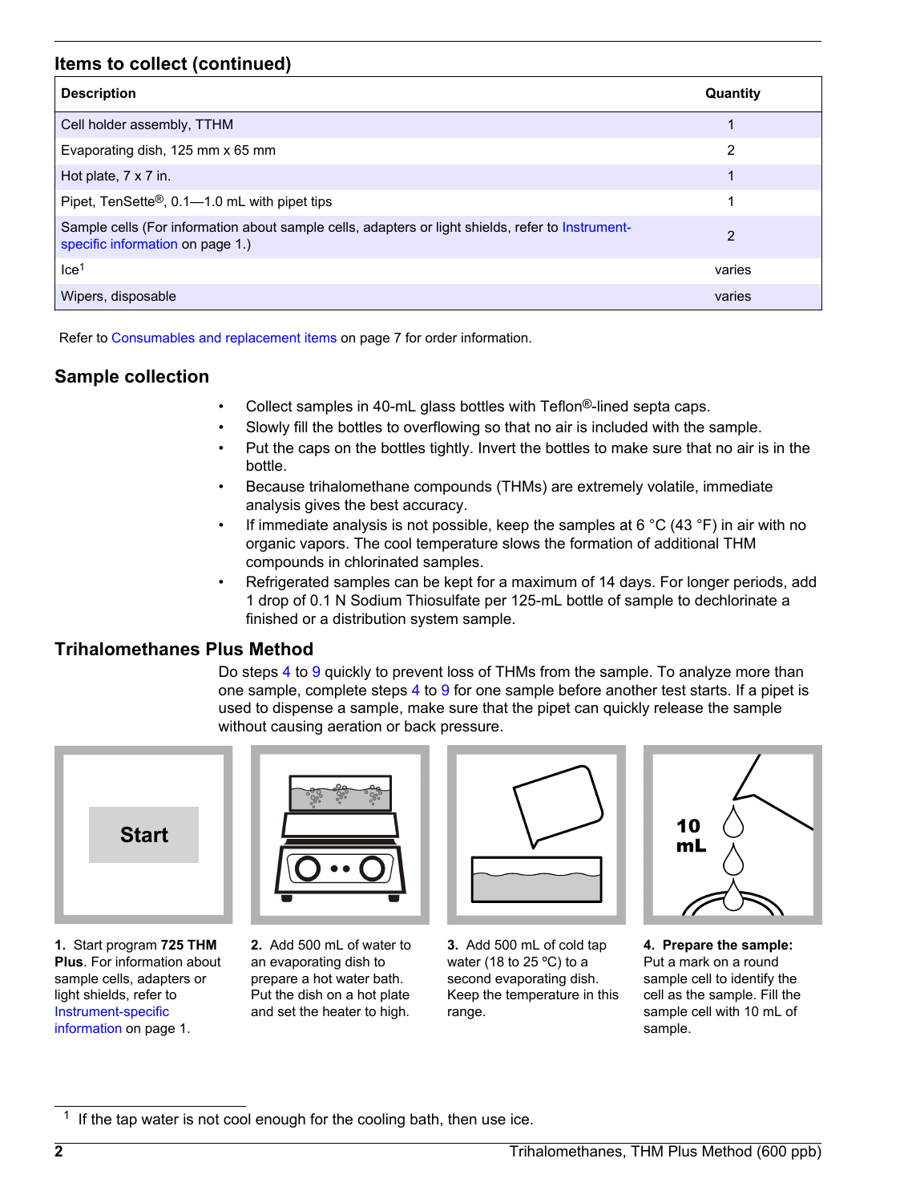## Items to collect (continued)

| Description | Quantity |
| --- | --- |
| Cell holder assembly, TTHM | 1 |
| Evaporating dish, 125 mm x 65 mm | 2 |
| Hot plate, 7 x 7 in. | 1 |
| Pipet, TenSette®, 0.1—1.0 mL with pipet tips | 1 |
| Sample cells (For information about sample cells, adapters or light shields, refer to Instrument-specific information on page 1.) | 2 |
| Ice[1] | varies |
| Wipers, disposable | varies |

Refer to Consumables and replacement items on page 7 for order information.

## Sample collection

- Collect samples in 40-mL glass bottles with Teflon®-lined septa caps.
- Slowly fill the bottles to overflowing so that no air is included with the sample.
- Put the caps on the bottles tightly. Invert the bottles to make sure that no air is in the bottle.
- Because trihalomethane compounds (THMs) are extremely volatile, immediate analysis gives the best accuracy.
- If immediate analysis is not possible, keep the samples at 6 °C (43 °F) in air with no organic vapors. The cool temperature slows the formation of additional THM compounds in chlorinated samples.
- Refrigerated samples can be kept for a maximum of 14 days. For longer periods, add 1 drop of 0.1 N Sodium Thiosulfate per 125-mL bottle of sample to dechlorinate a finished or a distribution system sample.

## Trihalomethanes Plus Method

Do steps 4 to 9 quickly to prevent loss of THMs from the sample. To analyze more than one sample, complete steps 4 to 9 for one sample before another test starts. If a pipet is used to dispense a sample, make sure that the pipet can quickly release the sample without causing aeration or back pressure.

**1.** Start program **725 THM Plus**. For information about sample cells, adapters or light shields, refer to Instrument-specific information on page 1.

**2.** Add 500 mL of water to an evaporating dish to prepare a hot water bath. Put the dish on a hot plate and set the heater to high.

**3.** Add 500 mL of cold tap water (18 to 25 ºC) to a second evaporating dish. Keep the temperature in this range.

**4. Prepare the sample:** Put a mark on a round sample cell to identify the cell as the sample. Fill the sample cell with 10 mL of sample.

[1] If the tap water is not cool enough for the cooling bath, then use ice.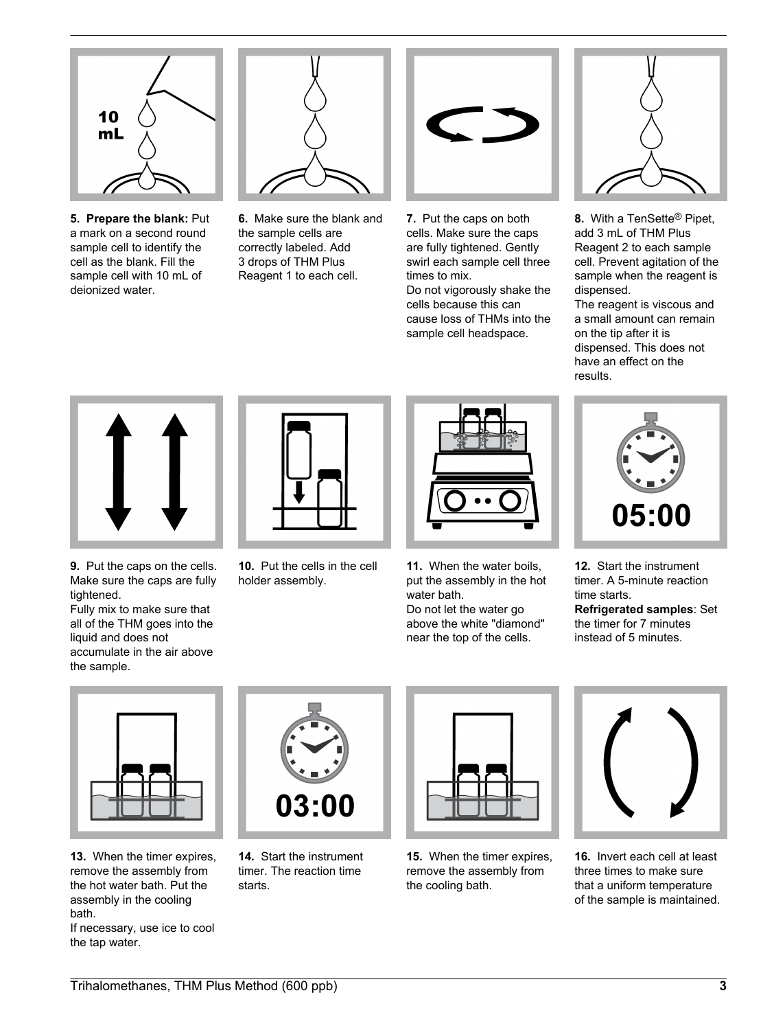**5. Prepare the blank:** Put a mark on a second round sample cell to identify the cell as the blank. Fill the sample cell with 10 mL of deionized water.

**6.** Make sure the blank and the sample cells are correctly labeled. Add 3 drops of THM Plus Reagent 1 to each cell.

**7.** Put the caps on both cells. Make sure the caps are fully tightened. Gently swirl each sample cell three times to mix.
Do not vigorously shake the cells because this can cause loss of THMs into the sample cell headspace.

**8.** With a TenSette® Pipet, add 3 mL of THM Plus Reagent 2 to each sample cell. Prevent agitation of the sample when the reagent is dispensed.
The reagent is viscous and a small amount can remain on the tip after it is dispensed. This does not have an effect on the results.

**9.** Put the caps on the cells. Make sure the caps are fully tightened.
Fully mix to make sure that all of the THM goes into the liquid and does not accumulate in the air above the sample.

**10.** Put the cells in the cell holder assembly.

**11.** When the water boils, put the assembly in the hot water bath.
Do not let the water go above the white "diamond" near the top of the cells.

**12.** Start the instrument timer. A 5-minute reaction time starts.
**Refrigerated samples**: Set the timer for 7 minutes instead of 5 minutes.

**13.** When the timer expires, remove the assembly from the hot water bath. Put the assembly in the cooling bath.
If necessary, use ice to cool the tap water.

**14.** Start the instrument timer. The reaction time starts.

**15.** When the timer expires, remove the assembly from the cooling bath.

**16.** Invert each cell at least three times to make sure that a uniform temperature of the sample is maintained.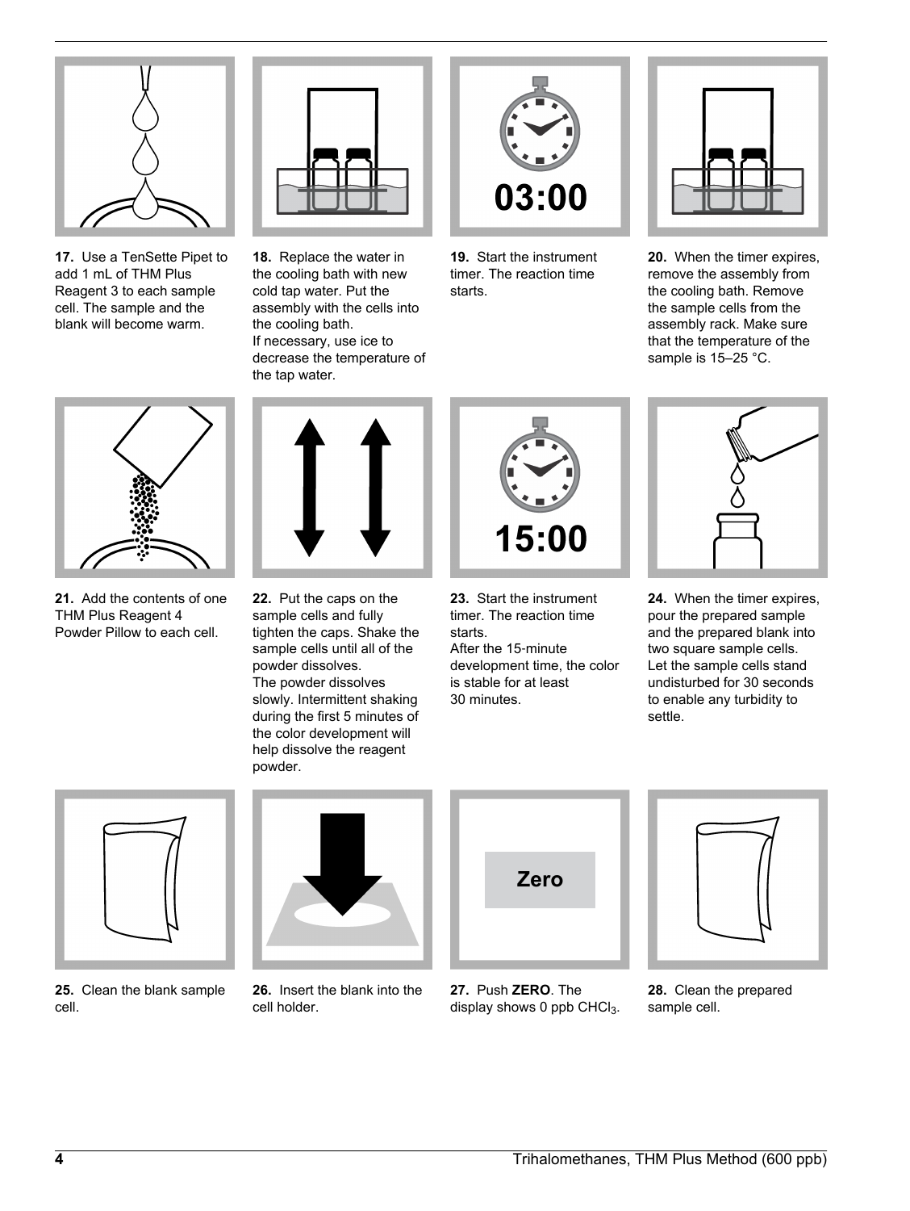**17.** Use a TenSette Pipet to add 1 mL of THM Plus Reagent 3 to each sample cell. The sample and the blank will become warm.

**18.** Replace the water in the cooling bath with new cold tap water. Put the assembly with the cells into the cooling bath.
If necessary, use ice to decrease the temperature of the tap water.

**19.** Start the instrument timer. The reaction time starts.

03:00

**20.** When the timer expires, remove the assembly from the cooling bath. Remove the sample cells from the assembly rack. Make sure that the temperature of the sample is 15–25 °C.

**21.** Add the contents of one THM Plus Reagent 4 Powder Pillow to each cell.

**22.** Put the caps on the sample cells and fully tighten the caps. Shake the sample cells until all of the powder dissolves.
The powder dissolves slowly. Intermittent shaking during the first 5 minutes of the color development will help dissolve the reagent powder.

**23.** Start the instrument timer. The reaction time starts.
After the 15-minute development time, the color is stable for at least 30 minutes.

15:00

**24.** When the timer expires, pour the prepared sample and the prepared blank into two square sample cells. Let the sample cells stand undisturbed for 30 seconds to enable any turbidity to settle.

**25.** Clean the blank sample cell.

**26.** Insert the blank into the cell holder.

**27.** Push **ZERO**. The display shows 0 ppb $CHCl_3$.

Zero

**28.** Clean the prepared sample cell.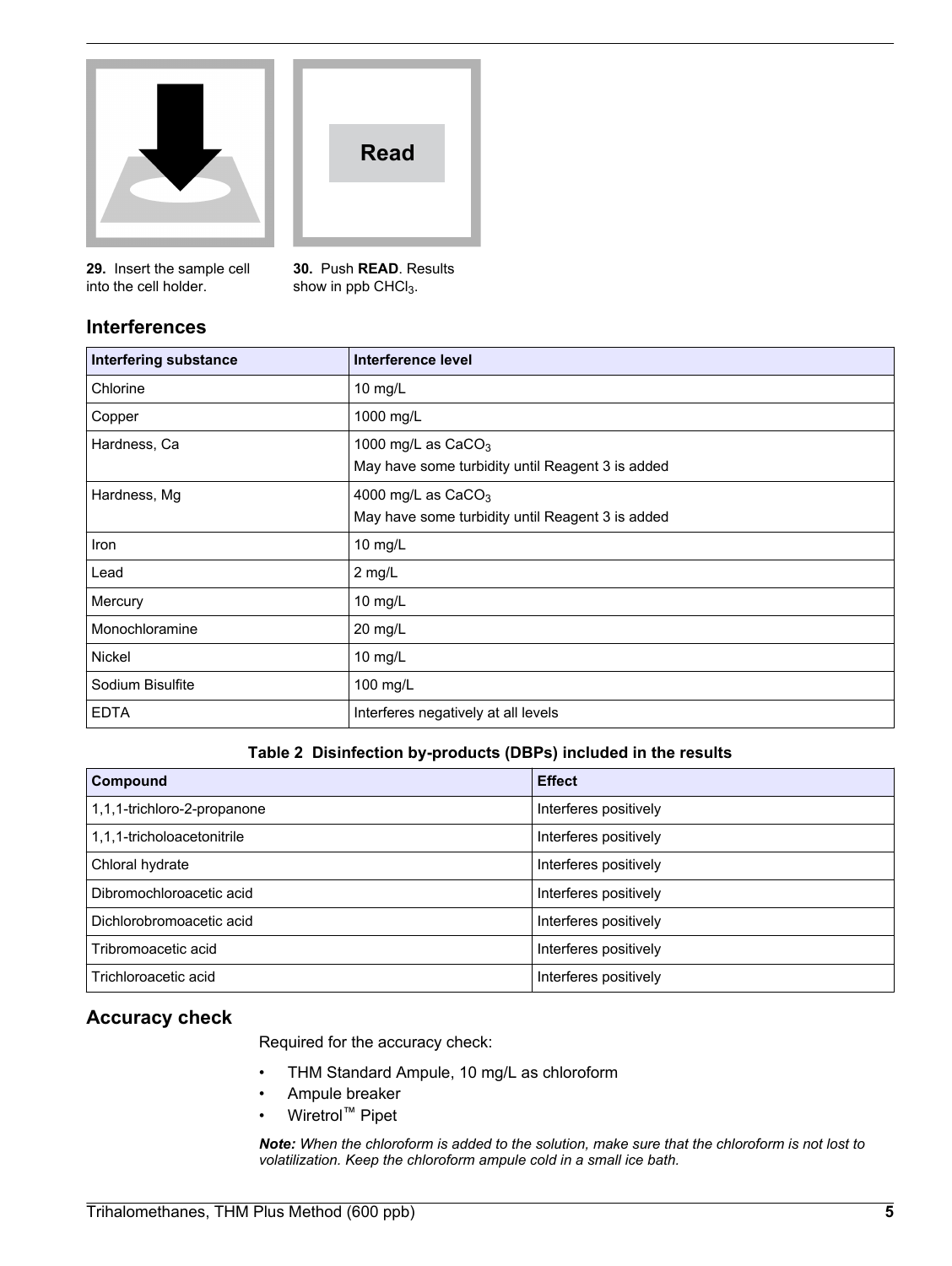**29.** Insert the sample cell into the cell holder.

**30.** Push **READ**. Results show in ppb $CHCl_3$.

## Interferences

| Interfering substance | Interference level |
| --- | --- |
| Chlorine | 10 mg/L |
| Copper | 1000 mg/L |
| Hardness, Ca | 1000 mg/L as $CaCO_3$<br>May have some turbidity until Reagent 3 is added |
| Hardness, Mg | 4000 mg/L as $CaCO_3$<br>May have some turbidity until Reagent 3 is added |
| Iron | 10 mg/L |
| Lead | 2 mg/L |
| Mercury | 10 mg/L |
| Monochloramine | 20 mg/L |
| Nickel | 10 mg/L |
| Sodium Bisulfite | 100 mg/L |
| EDTA | Interferes negatively at all levels |

**Table 2 Disinfection by-products (DBPs) included in the results**

| Compound | Effect |
| --- | --- |
| 1,1,1-trichloro-2-propanone | Interferes positively |
| 1,1,1-tricholoacetonitrile | Interferes positively |
| Chloral hydrate | Interferes positively |
| Dibromochloroacetic acid | Interferes positively |
| Dichlorobromoacetic acid | Interferes positively |
| Tribromoacetic acid | Interferes positively |
| Trichloroacetic acid | Interferes positively |

## Accuracy check

Required for the accuracy check:

- THM Standard Ampule, 10 mg/L as chloroform
- Ampule breaker
- Wiretrol™ Pipet

***Note:*** *When the chloroform is added to the solution, make sure that the chloroform is not lost to volatilization. Keep the chloroform ampule cold in a small ice bath.*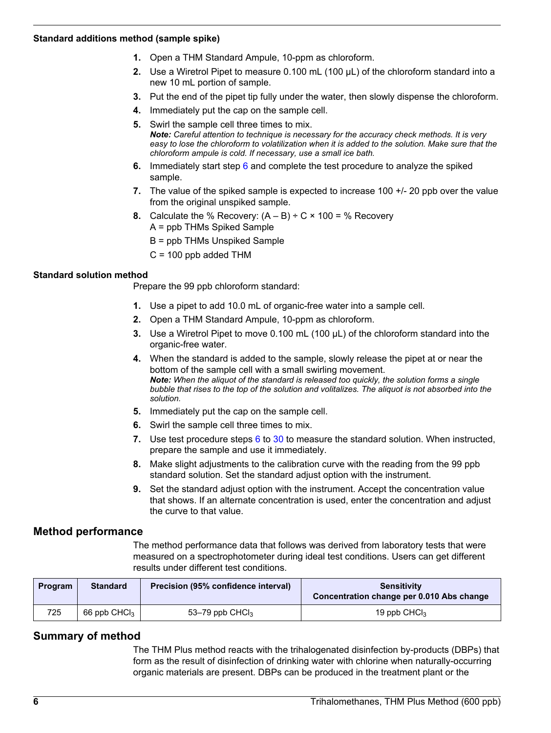### Standard additions method (sample spike)

1. Open a THM Standard Ampule, 10-ppm as chloroform.
2. Use a Wiretrol Pipet to measure 0.100 mL (100 µL) of the chloroform standard into a new 10 mL portion of sample.
3. Put the end of the pipet tip fully under the water, then slowly dispense the chloroform.
4. Immediately put the cap on the sample cell.
5. Swirl the sample cell three times to mix.
   ***Note:*** *Careful attention to technique is necessary for the accuracy check methods. It is very easy to lose the chloroform to volatilization when it is added to the solution. Make sure that the chloroform ampule is cold. If necessary, use a small ice bath.*
6. Immediately start step 6 and complete the test procedure to analyze the spiked sample.
7. The value of the spiked sample is expected to increase 100 +/- 20 ppb over the value from the original unspiked sample.
8. Calculate the % Recovery: (A – B) ÷ C × 100 = % Recovery
   A = ppb THMs Spiked Sample
   B = ppb THMs Unspiked Sample
   C = 100 ppb added THM

### Standard solution method

Prepare the 99 ppb chloroform standard:

1. Use a pipet to add 10.0 mL of organic-free water into a sample cell.
2. Open a THM Standard Ampule, 10-ppm as chloroform.
3. Use a Wiretrol Pipet to move 0.100 mL (100 µL) of the chloroform standard into the organic-free water.
4. When the standard is added to the sample, slowly release the pipet at or near the bottom of the sample cell with a small swirling movement.
   ***Note:*** *When the aliquot of the standard is released too quickly, the solution forms a single bubble that rises to the top of the solution and volitalizes. The aliquot is not absorbed into the solution.*
5. Immediately put the cap on the sample cell.
6. Swirl the sample cell three times to mix.
7. Use test procedure steps 6 to 30 to measure the standard solution. When instructed, prepare the sample and use it immediately.
8. Make slight adjustments to the calibration curve with the reading from the 99 ppb standard solution. Set the standard adjust option with the instrument.
9. Set the standard adjust option with the instrument. Accept the concentration value that shows. If an alternate concentration is used, enter the concentration and adjust the curve to that value.

## Method performance

The method performance data that follows was derived from laboratory tests that were measured on a spectrophotometer during ideal test conditions. Users can get different results under different test conditions.

| Program | Standard | Precision (95% confidence interval) | Sensitivity Concentration change per 0.010 Abs change |
|---|---|---|---|
| 725 | 66 ppb $CHCl_3$ | 53–79 ppb $CHCl_3$ | 19 ppb $CHCl_3$ |

## Summary of method

The THM Plus method reacts with the trihalogenated disinfection by-products (DBPs) that form as the result of disinfection of drinking water with chlorine when naturally-occurring organic materials are present. DBPs can be produced in the treatment plant or the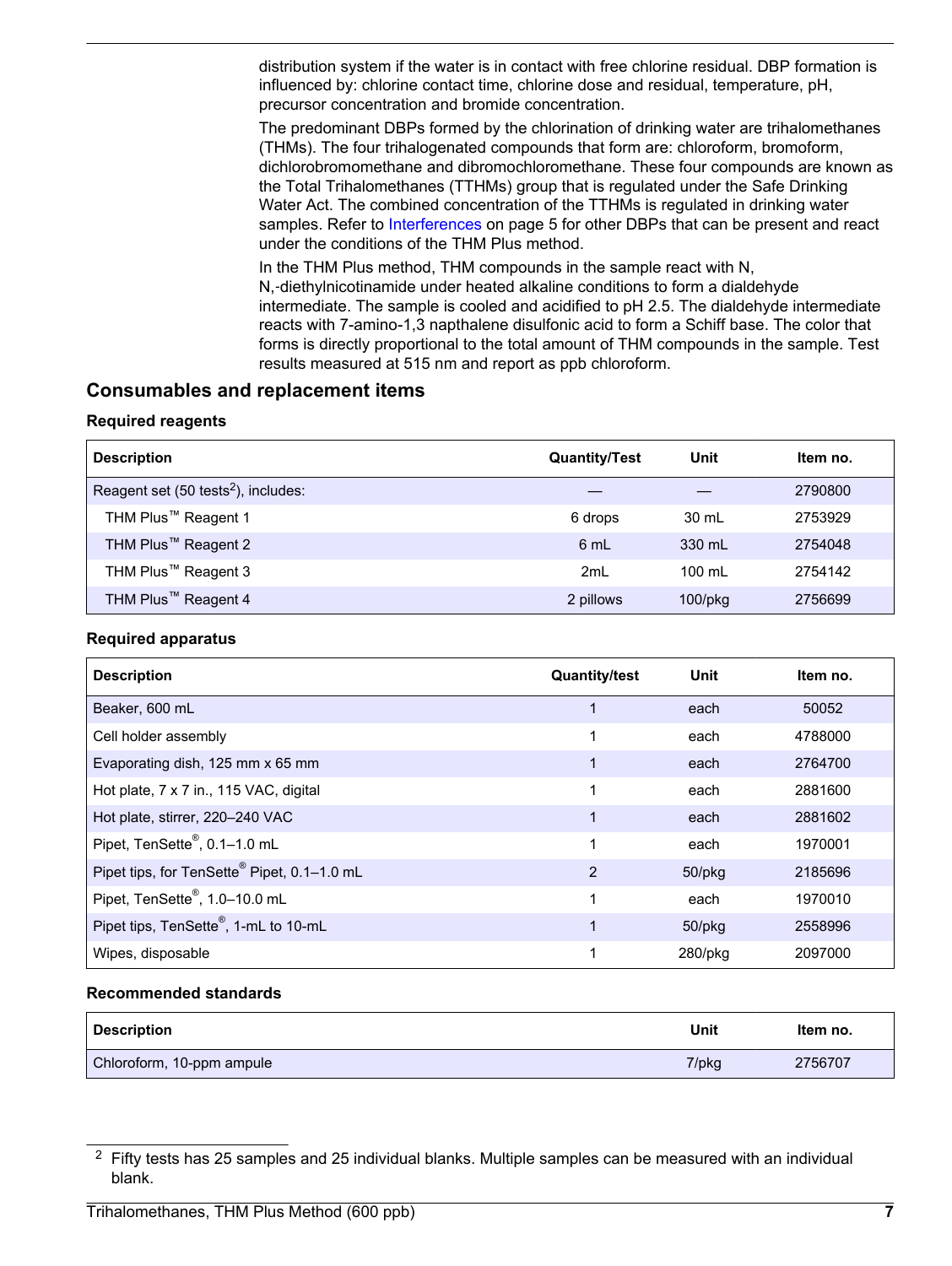distribution system if the water is in contact with free chlorine residual. DBP formation is influenced by: chlorine contact time, chlorine dose and residual, temperature, pH, precursor concentration and bromide concentration.

The predominant DBPs formed by the chlorination of drinking water are trihalomethanes (THMs). The four trihalogenated compounds that form are: chloroform, bromoform, dichlorobromomethane and dibromochloromethane. These four compounds are known as the Total Trihalomethanes (TTHMs) group that is regulated under the Safe Drinking Water Act. The combined concentration of the TTHMs is regulated in drinking water samples. Refer to Interferences on page 5 for other DBPs that can be present and react under the conditions of the THM Plus method.

In the THM Plus method, THM compounds in the sample react with N, N,-diethylnicotinamide under heated alkaline conditions to form a dialdehyde intermediate. The sample is cooled and acidified to pH 2.5. The dialdehyde intermediate reacts with 7-amino-1,3 napthalene disulfonic acid to form a Schiff base. The color that forms is directly proportional to the total amount of THM compounds in the sample. Test results measured at 515 nm and report as ppb chloroform.

## Consumables and replacement items

### Required reagents

| Description | Quantity/Test | Unit | Item no. |
|---|---|---|---|
| Reagent set (50 tests[2]), includes: | — | — | 2790800 |
| THM Plus™ Reagent 1 | 6 drops | 30 mL | 2753929 |
| THM Plus™ Reagent 2 | 6 mL | 330 mL | 2754048 |
| THM Plus™ Reagent 3 | 2mL | 100 mL | 2754142 |
| THM Plus™ Reagent 4 | 2 pillows | 100/pkg | 2756699 |

### Required apparatus

| Description | Quantity/test | Unit | Item no. |
|---|---|---|---|
| Beaker, 600 mL | 1 | each | 50052 |
| Cell holder assembly | 1 | each | 4788000 |
| Evaporating dish, 125 mm x 65 mm | 1 | each | 2764700 |
| Hot plate, 7 x 7 in., 115 VAC, digital | 1 | each | 2881600 |
| Hot plate, stirrer, 220–240 VAC | 1 | each | 2881602 |
| Pipet, TenSette®, 0.1–1.0 mL | 1 | each | 1970001 |
| Pipet tips, for TenSette® Pipet, 0.1–1.0 mL | 2 | 50/pkg | 2185696 |
| Pipet, TenSette®, 1.0–10.0 mL | 1 | each | 1970010 |
| Pipet tips, TenSette®, 1-mL to 10-mL | 1 | 50/pkg | 2558996 |
| Wipes, disposable | 1 | 280/pkg | 2097000 |

### Recommended standards

| Description | Unit | Item no. |
|---|---|---|
| Chloroform, 10-ppm ampule | 7/pkg | 2756707 |

[2] Fifty tests has 25 samples and 25 individual blanks. Multiple samples can be measured with an individual blank.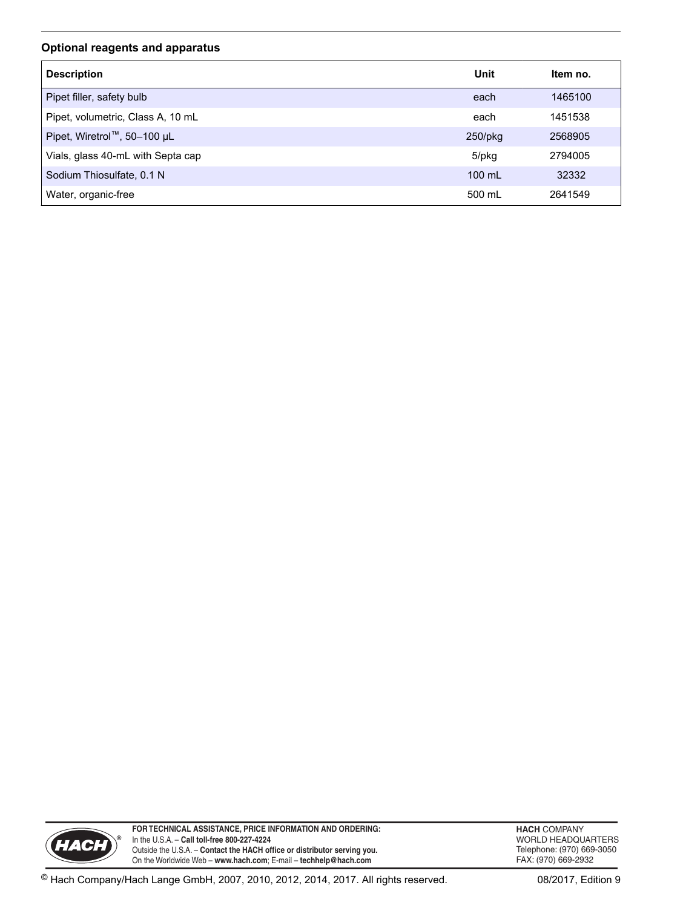### Optional reagents and apparatus

| Description | Unit | Item no. |
| --- | --- | --- |
| Pipet filler, safety bulb | each | 1465100 |
| Pipet, volumetric, Class A, 10 mL | each | 1451538 |
| Pipet, Wiretrol™, 50–100 µL | 250/pkg | 2568905 |
| Vials, glass 40-mL with Septa cap | 5/pkg | 2794005 |
| Sodium Thiosulfate, 0.1 N | 100 mL | 32332 |
| Water, organic-free | 500 mL | 2641549 |

**FOR TECHNICAL ASSISTANCE, PRICE INFORMATION AND ORDERING:**
In the U.S.A. – **Call toll-free 800-227-4224**
Outside the U.S.A. – **Contact the HACH office or distributor serving you.**
On the Worldwide Web – **www.hach.com**; E-mail – **techhelp@hach.com**

**HACH** COMPANY
WORLD HEADQUARTERS
Telephone: (970) 669-3050
FAX: (970) 669-2932

© Hach Company/Hach Lange GmbH, 2007, 2010, 2012, 2014, 2017. All rights reserved. 08/2017, Edition 9